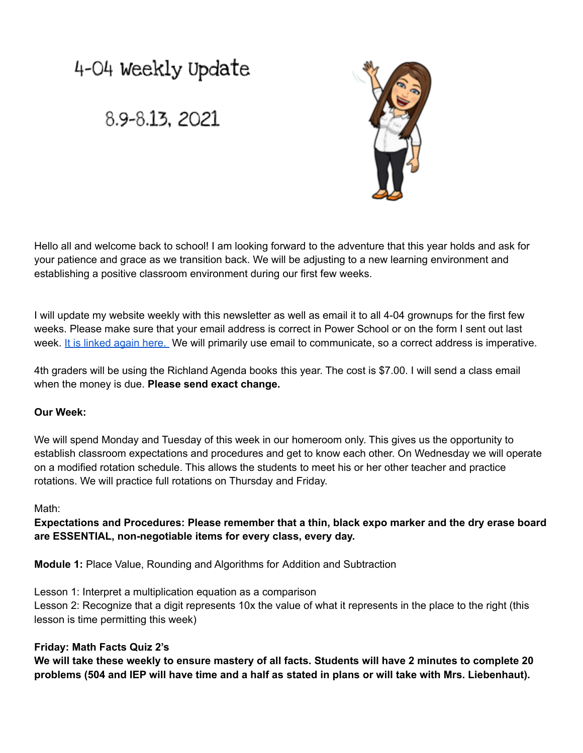# 4-04 Weekly Update

## 8.9-8.13, 2021

Hello all and welcome back to school! I am looking forward to the adventure that this year holds and ask for your patience and grace as we transition back. We will be adjusting to a new learning environment and establishing a positive classroom environment during our first few weeks.

I will update my website weekly with this newsletter as well as email it to all 4-04 grownups for the first few weeks. Please make sure that your email address is correct in Power School or on the form I sent out last week. It is linked again here. We will primarily use email to communicate, so a correct address is imperative.

4th graders will be using the Richland Agenda books this year. The cost is $7.00. I will send a class email when the money is due. **Please send exact change.**

**Our Week:**

We will spend Monday and Tuesday of this week in our homeroom only. This gives us the opportunity to establish classroom expectations and procedures and get to know each other. On Wednesday we will operate on a modified rotation schedule. This allows the students to meet his or her other teacher and practice rotations. We will practice full rotations on Thursday and Friday.

Math:

**Expectations and Procedures: Please remember that a thin, black expo marker and the dry erase board are ESSENTIAL, non-negotiable items for every class, every day.**

**Module 1:** Place Value, Rounding and Algorithms for Addition and Subtraction

Lesson 1: Interpret a multiplication equation as a comparison
Lesson 2: Recognize that a digit represents 10x the value of what it represents in the place to the right (this lesson is time permitting this week)

**Friday: Math Facts Quiz 2's**
**We will take these weekly to ensure mastery of all facts. Students will have 2 minutes to complete 20 problems (504 and IEP will have time and a half as stated in plans or will take with Mrs. Liebenhaut).**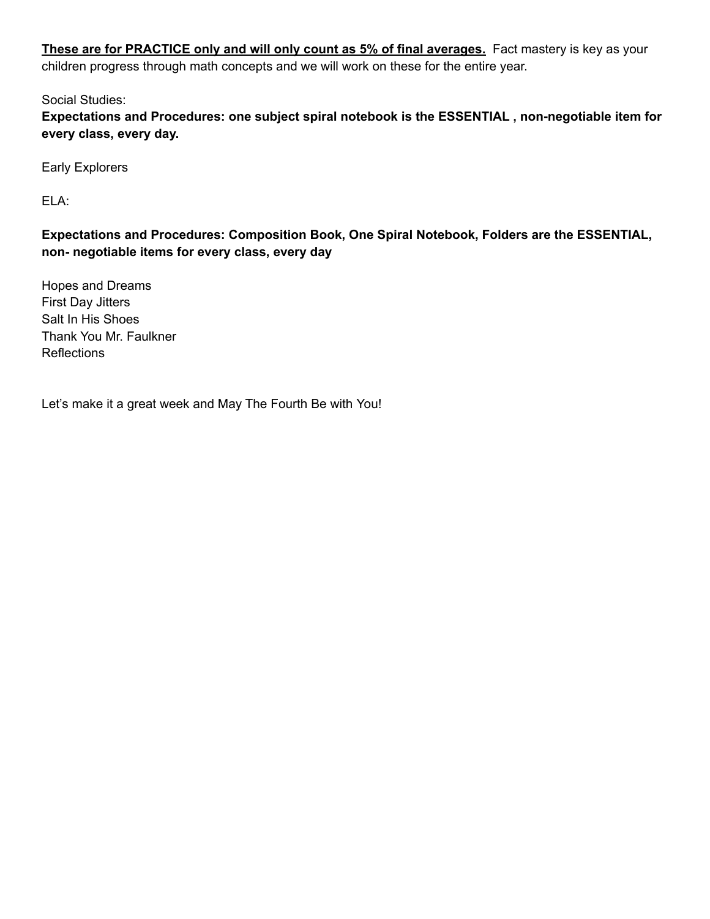**<u>These are for PRACTICE only and will only count as 5% of final averages.</u>** Fact mastery is key as your children progress through math concepts and we will work on these for the entire year.

Social Studies:

**Expectations and Procedures: one subject spiral notebook is the ESSENTIAL , non-negotiable item for every class, every day.**

Early Explorers

ELA:

**Expectations and Procedures: Composition Book, One Spiral Notebook, Folders are the ESSENTIAL, non- negotiable items for every class, every day**

Hopes and Dreams
First Day Jitters
Salt In His Shoes
Thank You Mr. Faulkner
Reflections

Let's make it a great week and May The Fourth Be with You!